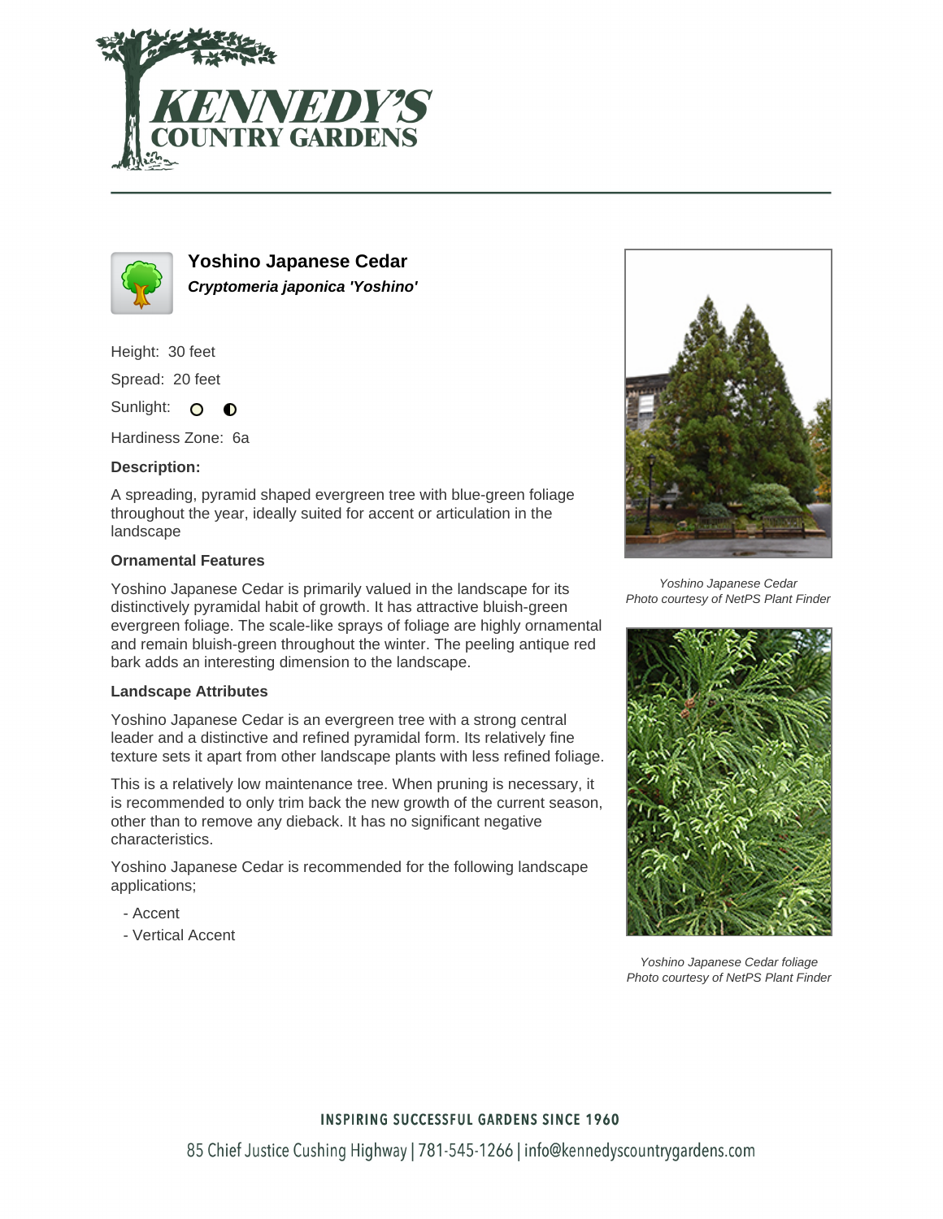## Yoshino Japanese Cedar

***Cryptomeria japonica 'Yoshino'***

Height: 30 feet

Spread: 20 feet

Sunlight: ○ ◐

Hardiness Zone: 6a

**Description:**

A spreading, pyramid shaped evergreen tree with blue-green foliage throughout the year, ideally suited for accent or articulation in the landscape

### Ornamental Features

Yoshino Japanese Cedar is primarily valued in the landscape for its distinctively pyramidal habit of growth. It has attractive bluish-green evergreen foliage. The scale-like sprays of foliage are highly ornamental and remain bluish-green throughout the winter. The peeling antique red bark adds an interesting dimension to the landscape.

### Landscape Attributes

Yoshino Japanese Cedar is an evergreen tree with a strong central leader and a distinctive and refined pyramidal form. Its relatively fine texture sets it apart from other landscape plants with less refined foliage.

This is a relatively low maintenance tree. When pruning is necessary, it is recommended to only trim back the new growth of the current season, other than to remove any dieback. It has no significant negative characteristics.

Yoshino Japanese Cedar is recommended for the following landscape applications;

- Accent
- Vertical Accent

*Yoshino Japanese Cedar*
*Photo courtesy of NetPS Plant Finder*

*Yoshino Japanese Cedar foliage*
*Photo courtesy of NetPS Plant Finder*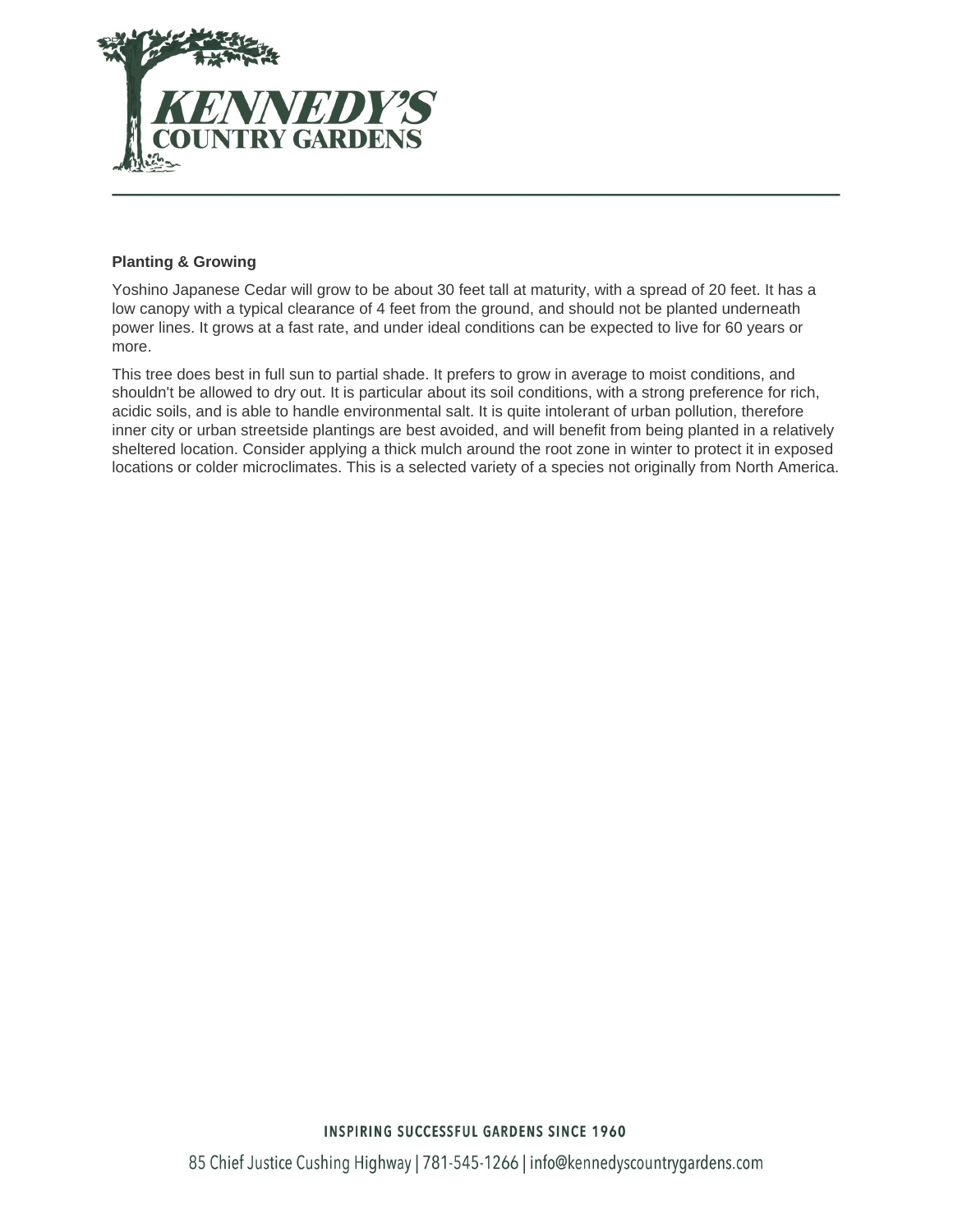### Planting & Growing

Yoshino Japanese Cedar will grow to be about 30 feet tall at maturity, with a spread of 20 feet. It has a low canopy with a typical clearance of 4 feet from the ground, and should not be planted underneath power lines. It grows at a fast rate, and under ideal conditions can be expected to live for 60 years or more.

This tree does best in full sun to partial shade. It prefers to grow in average to moist conditions, and shouldn't be allowed to dry out. It is particular about its soil conditions, with a strong preference for rich, acidic soils, and is able to handle environmental salt. It is quite intolerant of urban pollution, therefore inner city or urban streetside plantings are best avoided, and will benefit from being planted in a relatively sheltered location. Consider applying a thick mulch around the root zone in winter to protect it in exposed locations or colder microclimates. This is a selected variety of a species not originally from North America.